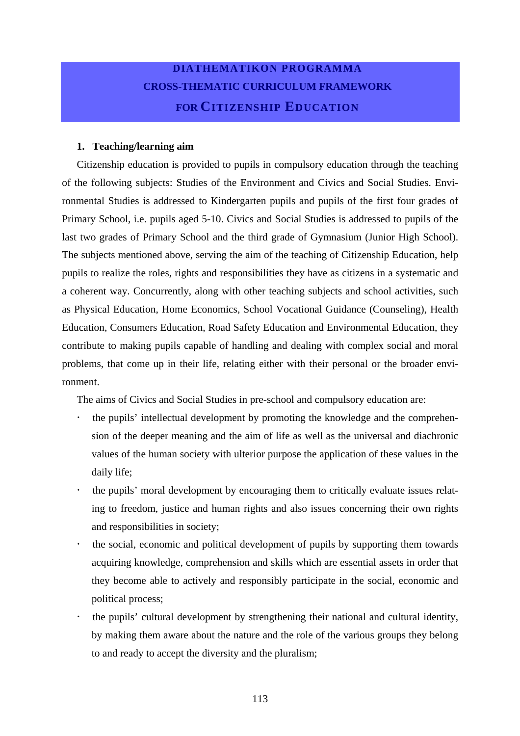# DIATHEMATIKON PROGRAMMA
# CROSS-THEMATIC CURRICULUM FRAMEWORK
# FOR CITIZENSHIP EDUCATION

## 1. Teaching/learning aim

Citizenship education is provided to pupils in compulsory education through the teaching of the following subjects: Studies of the Environment and Civics and Social Studies. Environmental Studies is addressed to Kindergarten pupils and pupils of the first four grades of Primary School, i.e. pupils aged 5-10. Civics and Social Studies is addressed to pupils of the last two grades of Primary School and the third grade of Gymnasium (Junior High School). The subjects mentioned above, serving the aim of the teaching of Citizenship Education, help pupils to realize the roles, rights and responsibilities they have as citizens in a systematic and a coherent way. Concurrently, along with other teaching subjects and school activities, such as Physical Education, Home Economics, School Vocational Guidance (Counseling), Health Education, Consumers Education, Road Safety Education and Environmental Education, they contribute to making pupils capable of handling and dealing with complex social and moral problems, that come up in their life, relating either with their personal or the broader environment.

The aims of Civics and Social Studies in pre-school and compulsory education are:

- the pupils' intellectual development by promoting the knowledge and the comprehension of the deeper meaning and the aim of life as well as the universal and diachronic values of the human society with ulterior purpose the application of these values in the daily life;
- the pupils' moral development by encouraging them to critically evaluate issues relating to freedom, justice and human rights and also issues concerning their own rights and responsibilities in society;
- the social, economic and political development of pupils by supporting them towards acquiring knowledge, comprehension and skills which are essential assets in order that they become able to actively and responsibly participate in the social, economic and political process;
- the pupils' cultural development by strengthening their national and cultural identity, by making them aware about the nature and the role of the various groups they belong to and ready to accept the diversity and the pluralism;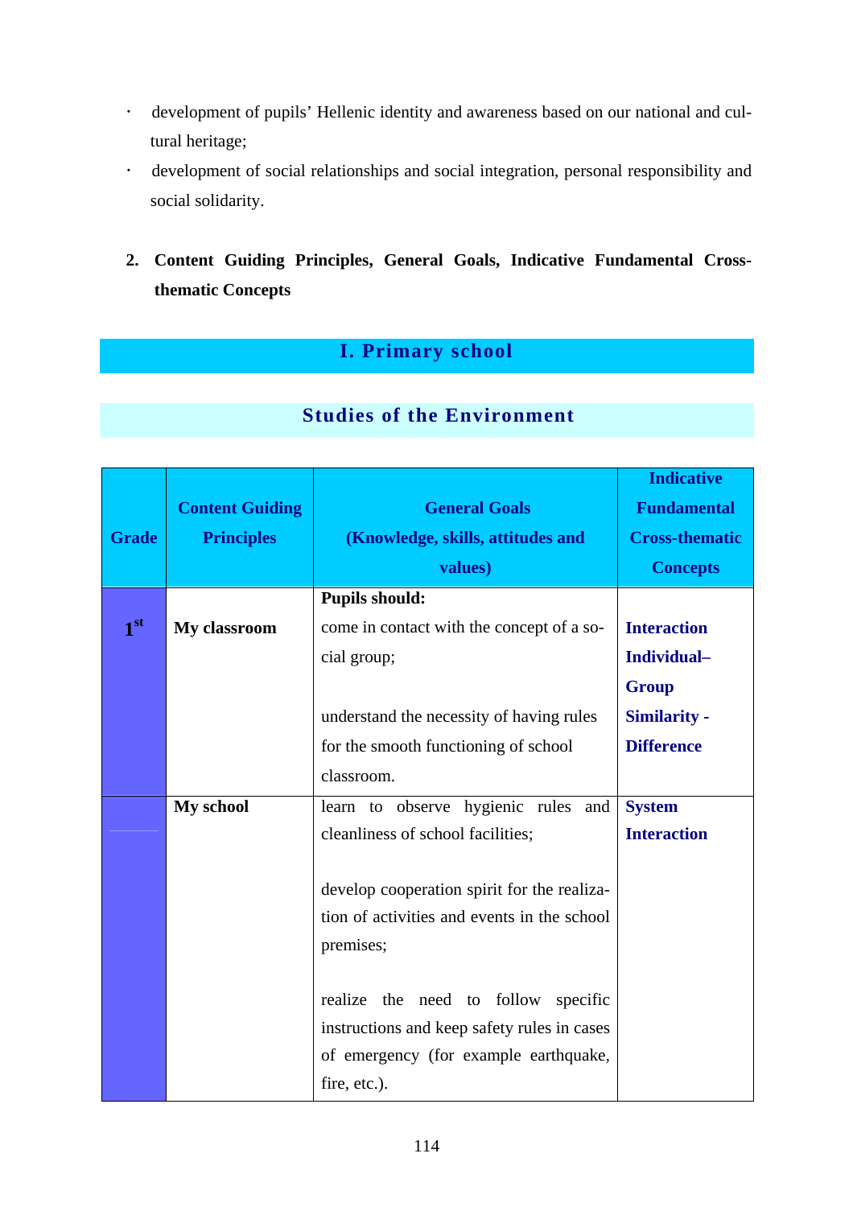- development of pupils' Hellenic identity and awareness based on our national and cultural heritage;
- development of social relationships and social integration, personal responsibility and social solidarity.

**2. Content Guiding Principles, General Goals, Indicative Fundamental Cross-thematic Concepts**

## I. Primary school

### Studies of the Environment

| Grade | Content Guiding Principles | General Goals (Knowledge, skills, attitudes and values) | Indicative Fundamental Cross-thematic Concepts |
|---|---|---|---|
| 1st | **My classroom** | **Pupils should:**<br>come in contact with the concept of a social group;<br><br>understand the necessity of having rules for the smooth functioning of school classroom. | **Interaction**<br>**Individual–Group**<br>**Similarity - Difference** |
| | **My school** | learn to observe hygienic rules and cleanliness of school facilities;<br><br>develop cooperation spirit for the realization of activities and events in the school premises;<br><br>realize the need to follow specific instructions and keep safety rules in cases of emergency (for example earthquake, fire, etc.). | **System**<br>**Interaction** |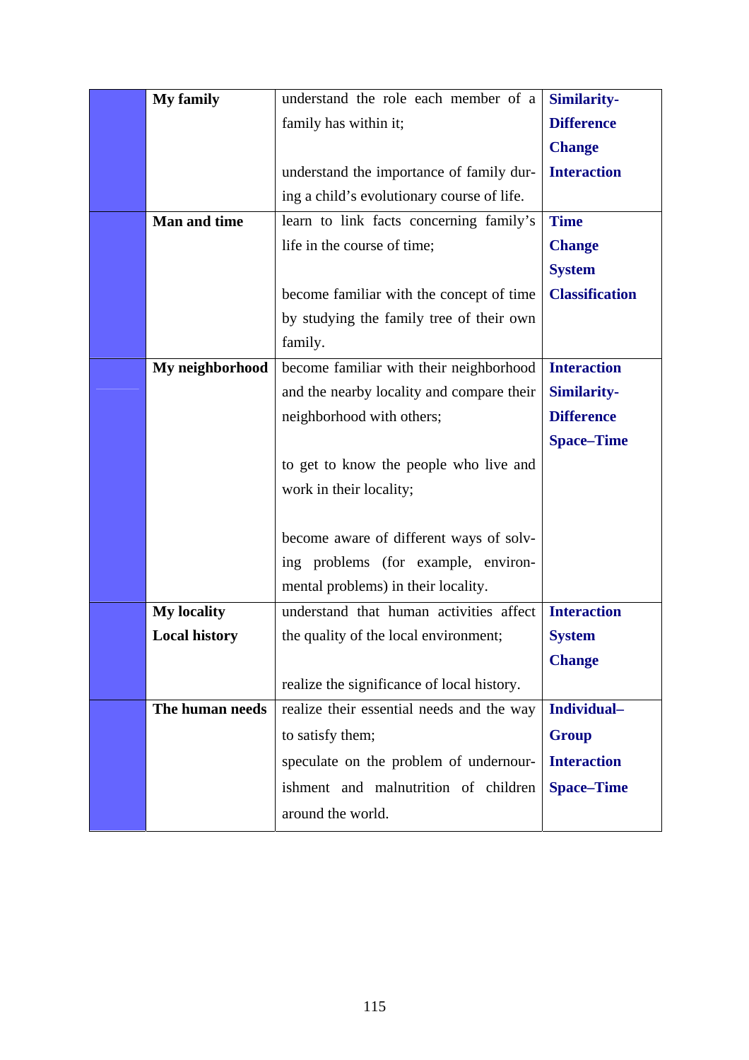|  | **My family** | understand the role each member of a family has within it;<br><br>understand the importance of family during a child's evolutionary course of life. | **Similarity-Difference**<br>**Change**<br>**Interaction** |
|---|---|---|---|
|  | **Man and time** | learn to link facts concerning family's life in the course of time;<br><br>become familiar with the concept of time by studying the family tree of their own family. | **Time**<br>**Change**<br>**System**<br>**Classification** |
|  | **My neighborhood** | become familiar with their neighborhood and the nearby locality and compare their neighborhood with others;<br><br>to get to know the people who live and work in their locality;<br><br>become aware of different ways of solving problems (for example, environmental problems) in their locality. | **Interaction**<br>**Similarity-Difference**<br>**Space–Time** |
|  | **My locality**<br>**Local history** | understand that human activities affect the quality of the local environment;<br><br>realize the significance of local history. | **Interaction**<br>**System**<br>**Change** |
|  | **The human needs** | realize their essential needs and the way to satisfy them;<br>speculate on the problem of undernourishment and malnutrition of children around the world. | **Individual–Group**<br>**Interaction**<br>**Space–Time** |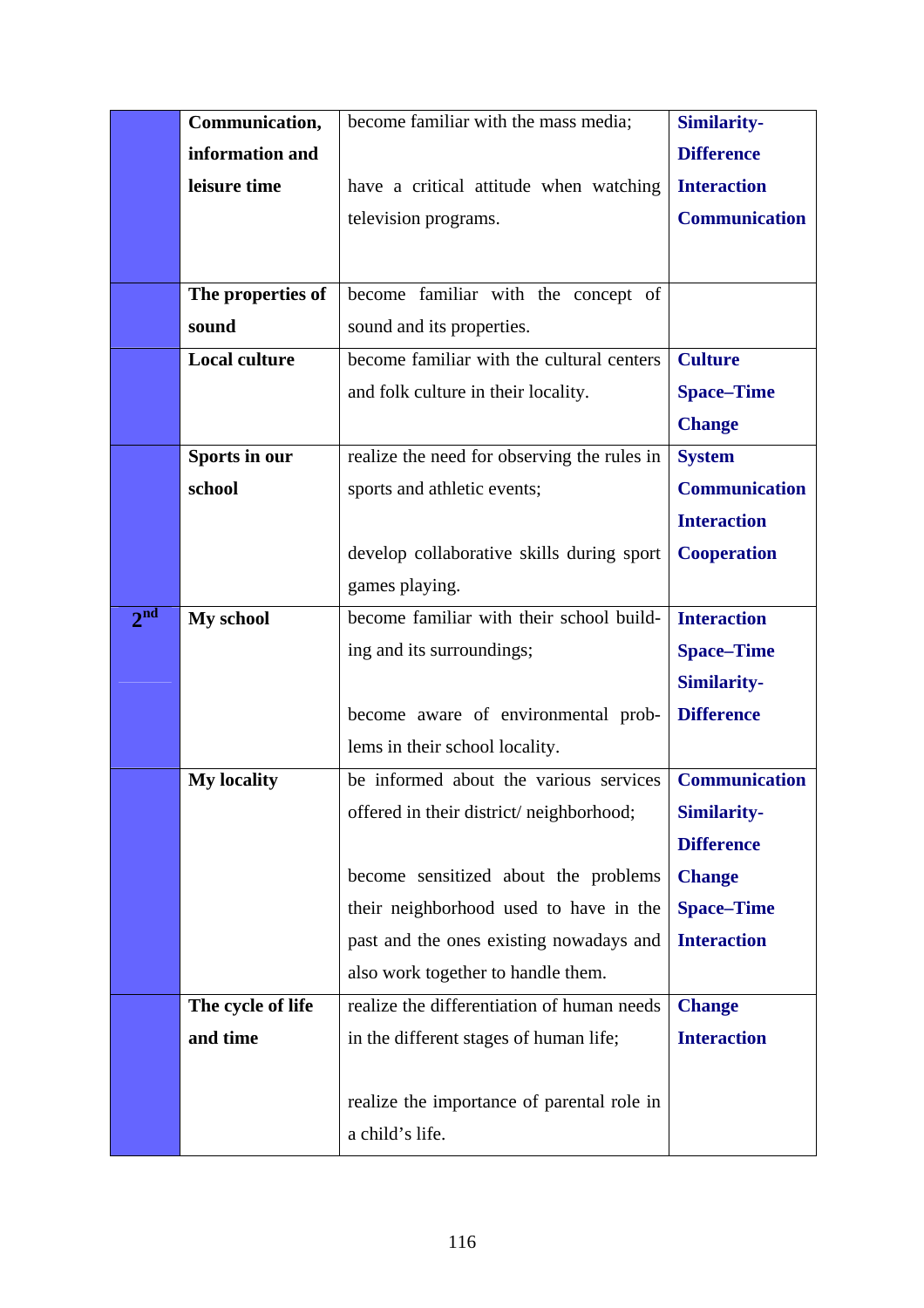| | | | |
|---|---|---|---|
| | **Communication, information and leisure time** | become familiar with the mass media;<br><br>have a critical attitude when watching television programs. | **Similarity-Difference**<br>**Interaction**<br>**Communication** |
| | **The properties of sound** | become familiar with the concept of sound and its properties. | |
| | **Local culture** | become familiar with the cultural centers and folk culture in their locality. | **Culture**<br>**Space–Time**<br>**Change** |
| | **Sports in our school** | realize the need for observing the rules in sports and athletic events;<br><br>develop collaborative skills during sport games playing. | **System**<br>**Communication**<br>**Interaction**<br>**Cooperation** |
| **2nd** | **My school** | become familiar with their school building and its surroundings;<br><br>become aware of environmental problems in their school locality. | **Interaction**<br>**Space–Time**<br>**Similarity-Difference** |
| | **My locality** | be informed about the various services offered in their district/ neighborhood;<br><br>become sensitized about the problems their neighborhood used to have in the past and the ones existing nowadays and also work together to handle them. | **Communication**<br>**Similarity-Difference**<br>**Change**<br>**Space–Time**<br>**Interaction** |
| | **The cycle of life and time** | realize the differentiation of human needs in the different stages of human life;<br><br>realize the importance of parental role in a child's life. | **Change**<br>**Interaction** |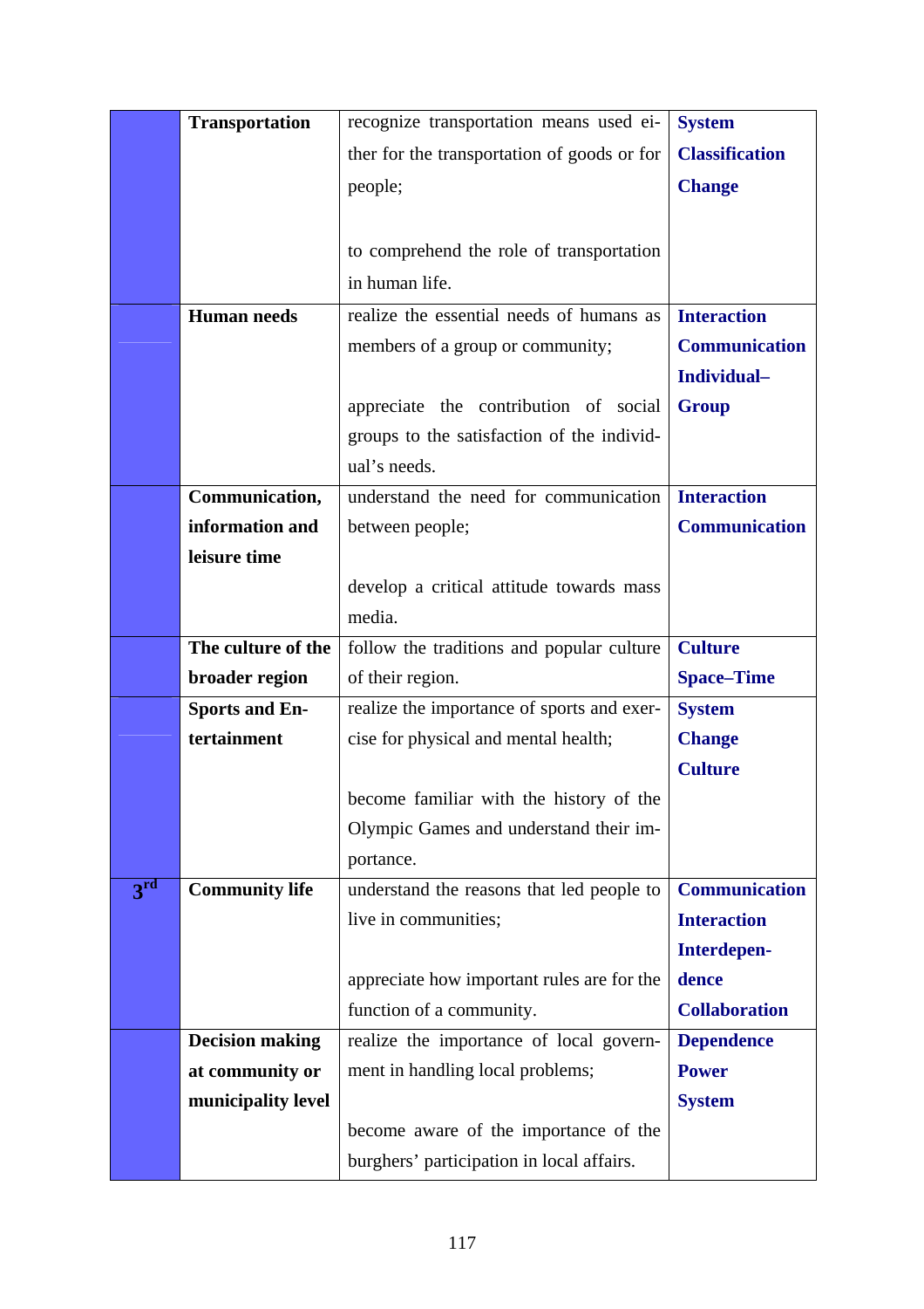| | | | |
|---|---|---|---|
| | **Transportation** | recognize transportation means used either for the transportation of goods or for people;<br><br>to comprehend the role of transportation in human life. | **System**<br>**Classification**<br>**Change** |
| | **Human needs** | realize the essential needs of humans as members of a group or community;<br><br>appreciate the contribution of social groups to the satisfaction of the individual's needs. | **Interaction**<br>**Communication**<br>**Individual–Group** |
| | **Communication, information and leisure time** | understand the need for communication between people;<br><br>develop a critical attitude towards mass media. | **Interaction**<br>**Communication** |
| | **The culture of the broader region** | follow the traditions and popular culture of their region. | **Culture**<br>**Space–Time** |
| | **Sports and Entertainment** | realize the importance of sports and exercise for physical and mental health;<br><br>become familiar with the history of the Olympic Games and understand their importance. | **System**<br>**Change**<br>**Culture** |
| **3rd** | **Community life** | understand the reasons that led people to live in communities;<br><br>appreciate how important rules are for the function of a community. | **Communication**<br>**Interaction**<br>**Interdependence**<br>**Collaboration** |
| | **Decision making at community or municipality level** | realize the importance of local government in handling local problems;<br><br>become aware of the importance of the burghers' participation in local affairs. | **Dependence**<br>**Power**<br>**System** |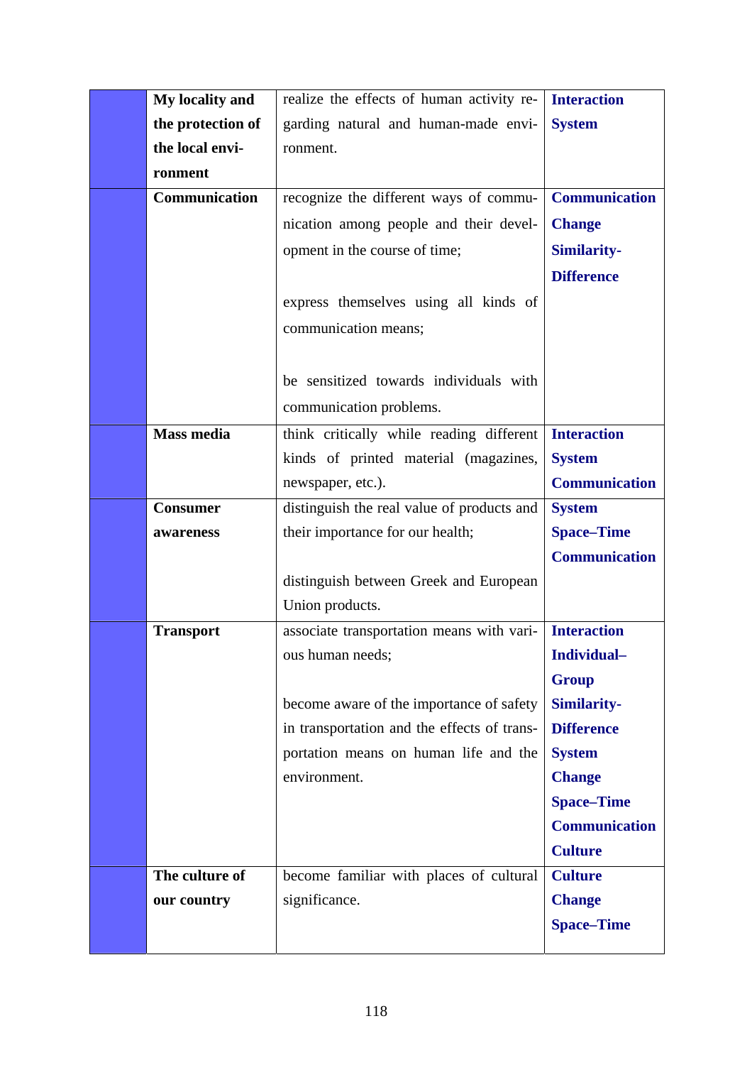| | | | |
|---|---|---|---|
| | **My locality and the protection of the local environment** | realize the effects of human activity regarding natural and human-made environment. | **Interaction**<br>**System** |
| | **Communication** | recognize the different ways of communication among people and their development in the course of time;<br><br>express themselves using all kinds of communication means;<br><br>be sensitized towards individuals with communication problems. | **Communication**<br>**Change**<br>**Similarity-Difference** |
| | **Mass media** | think critically while reading different kinds of printed material (magazines, newspaper, etc.). | **Interaction**<br>**System**<br>**Communication** |
| | **Consumer awareness** | distinguish the real value of products and their importance for our health;<br><br>distinguish between Greek and European Union products. | **System**<br>**Space–Time**<br>**Communication** |
| | **Transport** | associate transportation means with various human needs;<br><br>become aware of the importance of safety in transportation and the effects of transportation means on human life and the environment. | **Interaction**<br>**Individual–Group**<br>**Similarity-Difference**<br>**System**<br>**Change**<br>**Space–Time**<br>**Communication**<br>**Culture** |
| | **The culture of our country** | become familiar with places of cultural significance. | **Culture**<br>**Change**<br>**Space–Time** |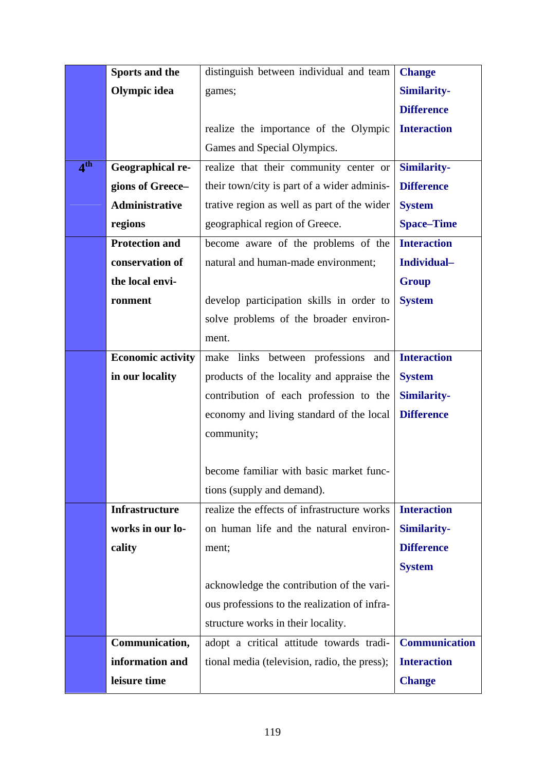| | | | |
|---|---|---|---|
| | **Sports and the Olympic idea** | distinguish between individual and team games;<br><br>realize the importance of the Olympic Games and Special Olympics. | **Change**<br>**Similarity-Difference**<br>**Interaction** |
| **4th** | **Geographical regions of Greece–Administrative regions** | realize that their community center or their town/city is part of a wider administrative region as well as part of the wider geographical region of Greece. | **Similarity-Difference**<br>**System**<br>**Space–Time** |
| | **Protection and conservation of the local environment** | become aware of the problems of the natural and human-made environment;<br><br>develop participation skills in order to solve problems of the broader environment. | **Interaction**<br>**Individual–Group**<br>**System** |
| | **Economic activity in our locality** | make links between professions and products of the locality and appraise the contribution of each profession to the economy and living standard of the local community;<br><br>become familiar with basic market functions (supply and demand). | **Interaction**<br>**System**<br>**Similarity-Difference** |
| | **Infrastructure works in our locality** | realize the effects of infrastructure works on human life and the natural environment;<br><br>acknowledge the contribution of the various professions to the realization of infrastructure works in their locality. | **Interaction**<br>**Similarity-Difference**<br>**System** |
| | **Communication, information and leisure time** | adopt a critical attitude towards traditional media (television, radio, the press); | **Communication**<br>**Interaction**<br>**Change** |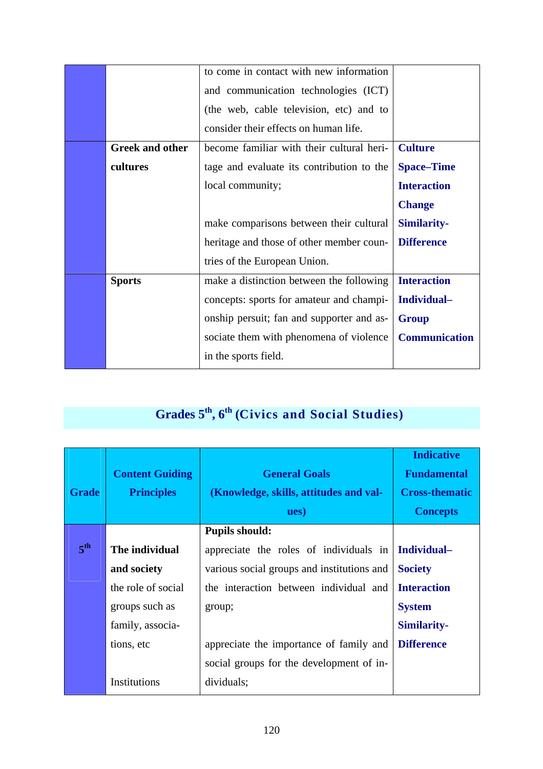| | | | |
|---|---|---|---|
| | | to come in contact with new information and communication technologies (ICT) (the web, cable television, etc) and to consider their effects on human life. | |
| | **Greek and other cultures** | become familiar with their cultural heritage and evaluate its contribution to the local community;<br><br>make comparisons between their cultural heritage and those of other member countries of the European Union. | **Culture**<br>**Space–Time**<br>**Interaction**<br>**Change**<br>**Similarity-Difference** |
| | **Sports** | make a distinction between the following concepts: sports for amateur and championship persuit; fan and supporter and associate them with phenomena of violence in the sports field. | **Interaction**<br>**Individual–Group**<br>**Communication** |

## Grades 5th, 6th (Civics and Social Studies)

| Grade | Content Guiding Principles | General Goals (Knowledge, skills, attitudes and values) | Indicative Fundamental Cross-thematic Concepts |
|---|---|---|---|
| 5th | **The individual and society**<br>the role of social groups such as family, associations, etc<br><br>Institutions | **Pupils should:**<br>appreciate the roles of individuals in various social groups and institutions and the interaction between individual and group;<br><br>appreciate the importance of family and social groups for the development of individuals; | **Individual–Society**<br>**Interaction**<br>**System**<br>**Similarity-Difference** |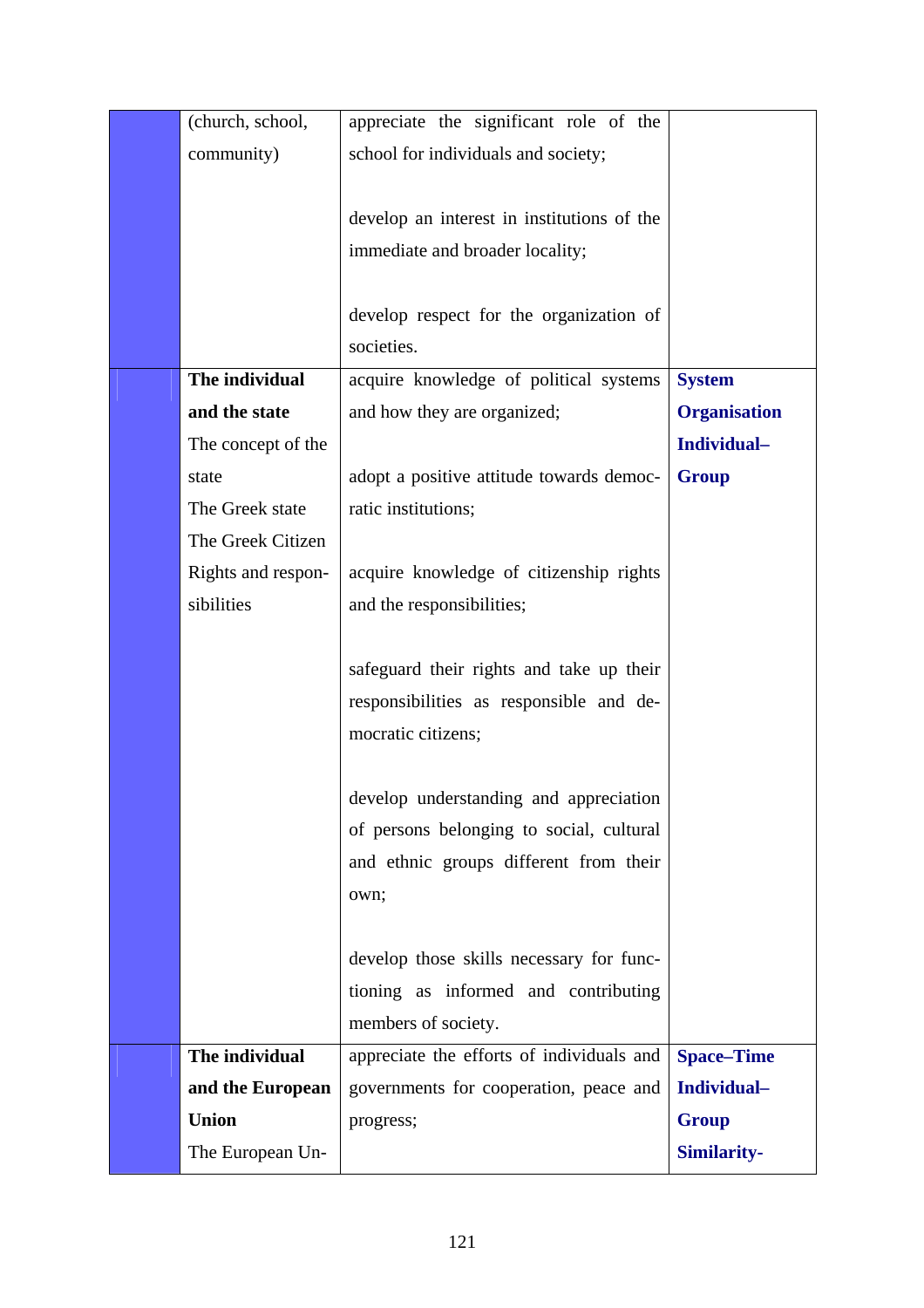| | | | |
|---|---|---|---|
| | (church, school, community) | appreciate the significant role of the school for individuals and society;<br><br>develop an interest in institutions of the immediate and broader locality;<br><br>develop respect for the organization of societies. | |
| | **The individual and the state**<br>The concept of the state<br>The Greek state<br>The Greek Citizen<br>Rights and responsibilities | acquire knowledge of political systems and how they are organized;<br><br>adopt a positive attitude towards democratic institutions;<br><br>acquire knowledge of citizenship rights and the responsibilities;<br><br>safeguard their rights and take up their responsibilities as responsible and democratic citizens;<br><br>develop understanding and appreciation of persons belonging to social, cultural and ethnic groups different from their own;<br><br>develop those skills necessary for functioning as informed and contributing members of society. | **System**<br>**Organisation**<br>**Individual–Group** |
| | **The individual and the European Union**<br>The European Un- | appreciate the efforts of individuals and governments for cooperation, peace and progress; | **Space–Time**<br>**Individual–Group**<br>**Similarity-** |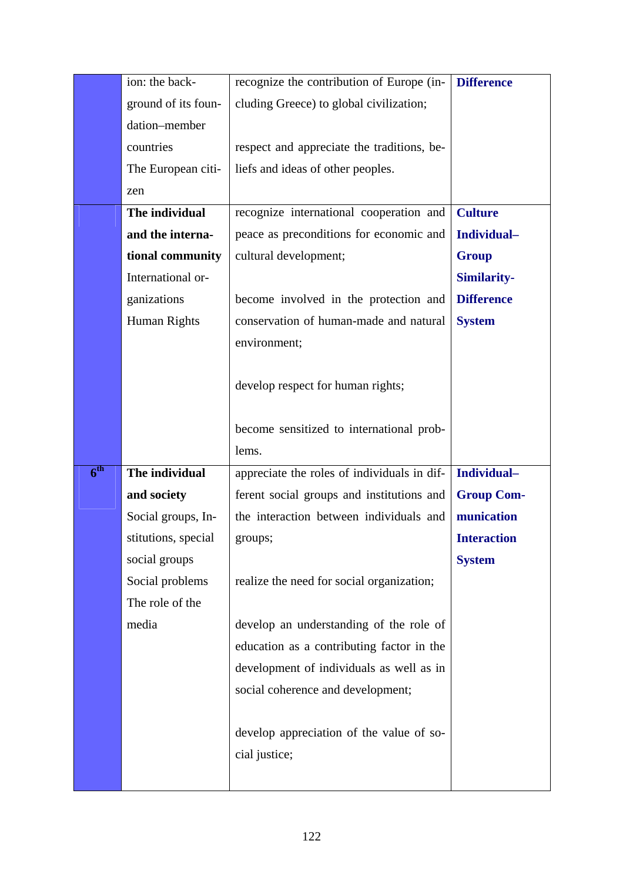| | | | |
|---|---|---|---|
| | ion: the background of its foundation–member countries<br>The European citizen | recognize the contribution of Europe (including Greece) to global civilization;<br><br>respect and appreciate the traditions, beliefs and ideas of other peoples. | **Difference** |
| | **The individual and the international community**<br>International organizations<br>Human Rights | recognize international cooperation and peace as preconditions for economic and cultural development;<br><br>become involved in the protection and conservation of human-made and natural environment;<br><br>develop respect for human rights;<br><br>become sensitized to international problems. | **Culture**<br>**Individual–Group**<br>**Similarity-Difference**<br>**System** |
| 6th | **The individual and society**<br>Social groups, Institutions, special social groups<br>Social problems<br>The role of the media | appreciate the roles of individuals in different social groups and institutions and the interaction between individuals and groups;<br><br>realize the need for social organization;<br><br>develop an understanding of the role of education as a contributing factor in the development of individuals as well as in social coherence and development;<br><br>develop appreciation of the value of social justice; | **Individual–Group Communication**<br>**Interaction**<br>**System** |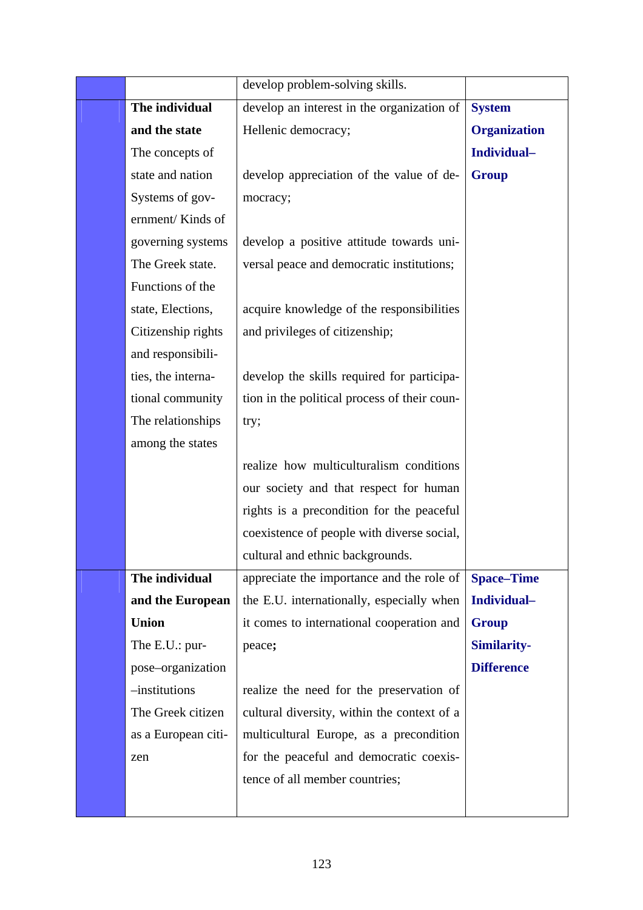| | | | |
|---|---|---|---|
| | | develop problem-solving skills. | |
| | **The individual and the state** The concepts of state and nation Systems of government/ Kinds of governing systems The Greek state. Functions of the state, Elections, Citizenship rights and responsibilities, the international community The relationships among the states | develop an interest in the organization of Hellenic democracy; develop appreciation of the value of democracy; develop a positive attitude towards universal peace and democratic institutions; acquire knowledge of the responsibilities and privileges of citizenship; develop the skills required for participation in the political process of their country; realize how multiculturalism conditions our society and that respect for human rights is a precondition for the peaceful coexistence of people with diverse social, cultural and ethnic backgrounds. | **System Organization Individual–Group** |
| | **The individual and the European Union** The E.U.: purpose–organization –institutions The Greek citizen as a European citizen | appreciate the importance and the role of the E.U. internationally, especially when it comes to international cooperation and peace**;** realize the need for the preservation of cultural diversity, within the context of a multicultural Europe, as a precondition for the peaceful and democratic coexistence of all member countries; | **Space–Time Individual–Group Similarity-Difference** |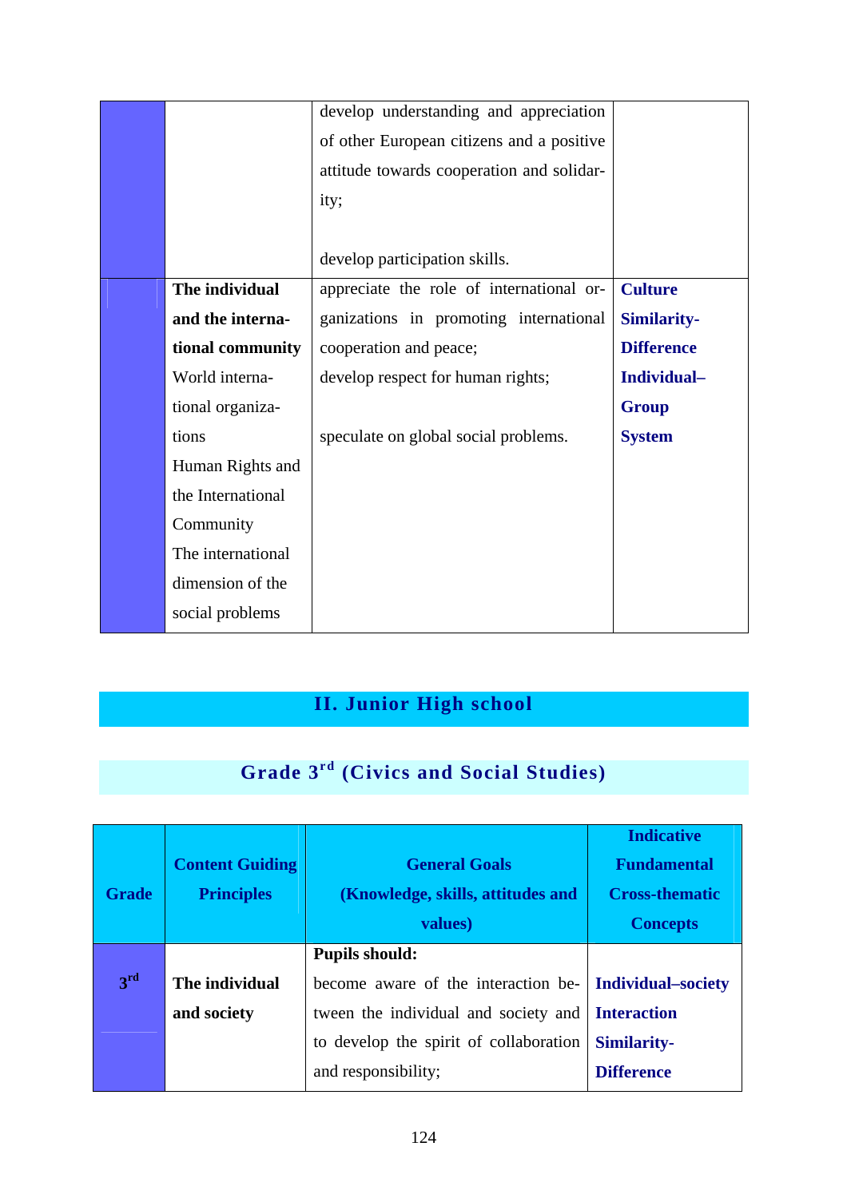| | | | |
|---|---|---|---|
| | | develop understanding and appreciation of other European citizens and a positive attitude towards cooperation and solidarity;<br><br>develop participation skills. | |
| | **The individual and the international community**<br>World international organizations<br>Human Rights and the International Community<br>The international dimension of the social problems | appreciate the role of international organizations in promoting international cooperation and peace;<br>develop respect for human rights;<br><br>speculate on global social problems. | **Culture**<br>**Similarity-Difference**<br>**Individual–Group**<br>**System** |

## II. Junior High school

### Grade 3rd (Civics and Social Studies)

| Grade | Content Guiding Principles | General Goals (Knowledge, skills, attitudes and values) | Indicative Fundamental Cross-thematic Concepts |
|---|---|---|---|
| 3rd | **The individual and society** | **Pupils should:**<br>become aware of the interaction between the individual and society and to develop the spirit of collaboration and responsibility; | **Individual–society**<br>**Interaction**<br>**Similarity-Difference** |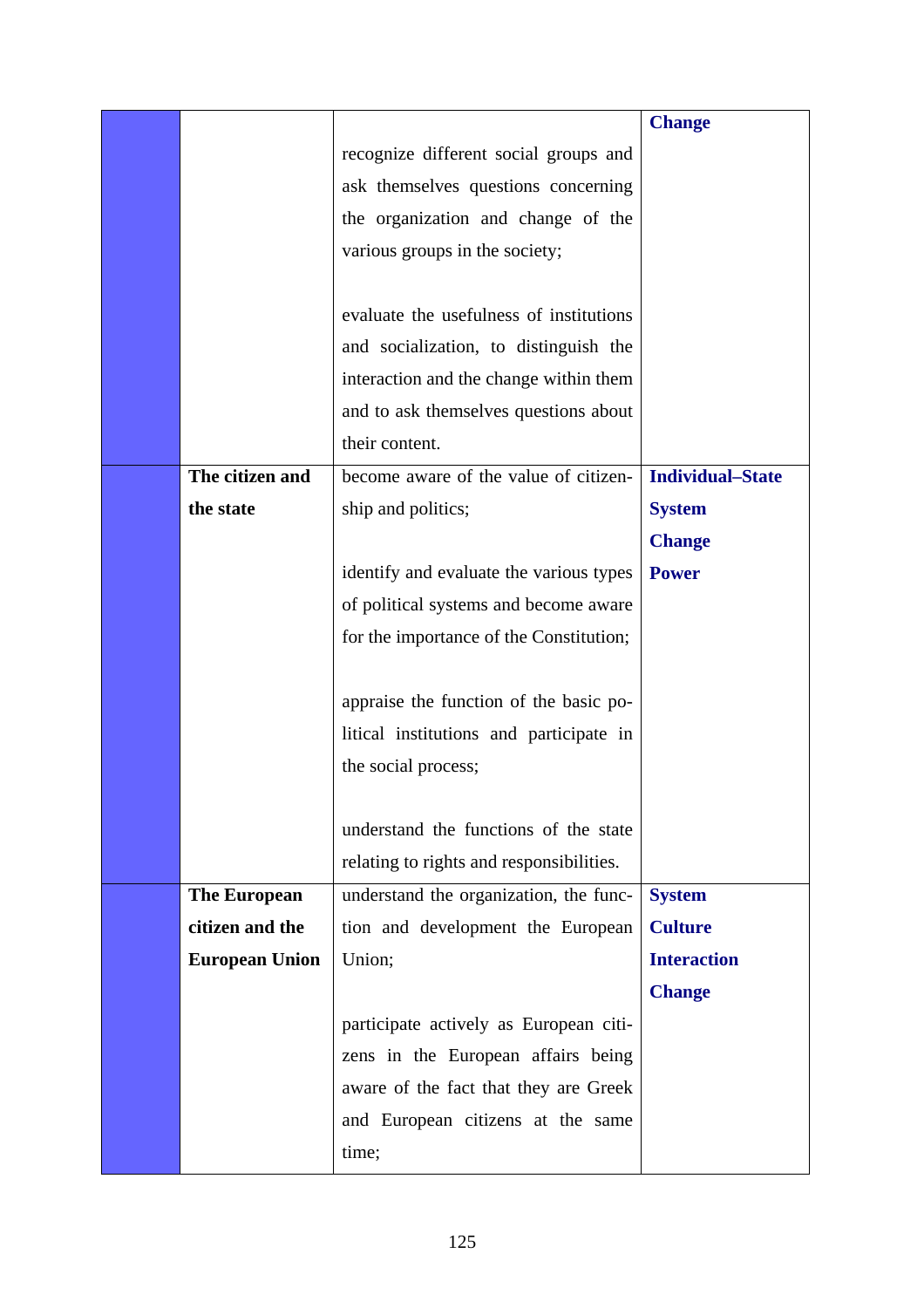| | | | |
|---|---|---|---|
| | | recognize different social groups and ask themselves questions concerning the organization and change of the various groups in the society;<br><br>evaluate the usefulness of institutions and socialization, to distinguish the interaction and the change within them and to ask themselves questions about their content. | **Change** |
| | **The citizen and the state** | become aware of the value of citizenship and politics;<br><br>identify and evaluate the various types of political systems and become aware for the importance of the Constitution;<br><br>appraise the function of the basic political institutions and participate in the social process;<br><br>understand the functions of the state relating to rights and responsibilities. | **Individual–State**<br>**System**<br>**Change**<br>**Power** |
| | **The European citizen and the European Union** | understand the organization, the function and development the European Union;<br><br>participate actively as European citizens in the European affairs being aware of the fact that they are Greek and European citizens at the same time; | **System**<br>**Culture**<br>**Interaction**<br>**Change** |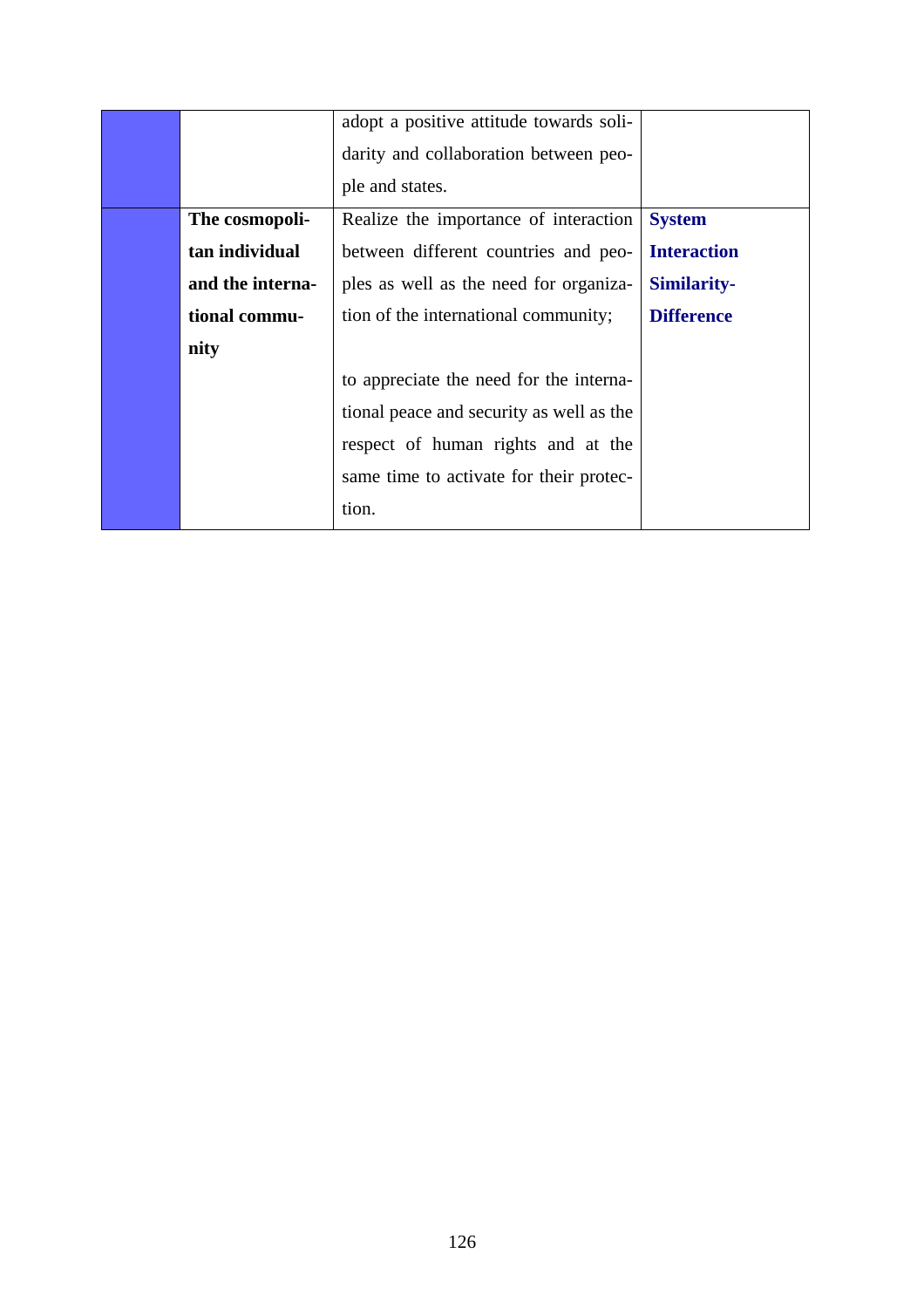| | | | |
|---|---|---|---|
| | | adopt a positive attitude towards solidarity and collaboration between people and states. | |
| | **The cosmopolitan individual and the international community** | Realize the importance of interaction between different countries and peoples as well as the need for organization of the international community;<br><br>to appreciate the need for the international peace and security as well as the respect of human rights and at the same time to activate for their protection. | **System**<br>**Interaction**<br>**Similarity-Difference** |